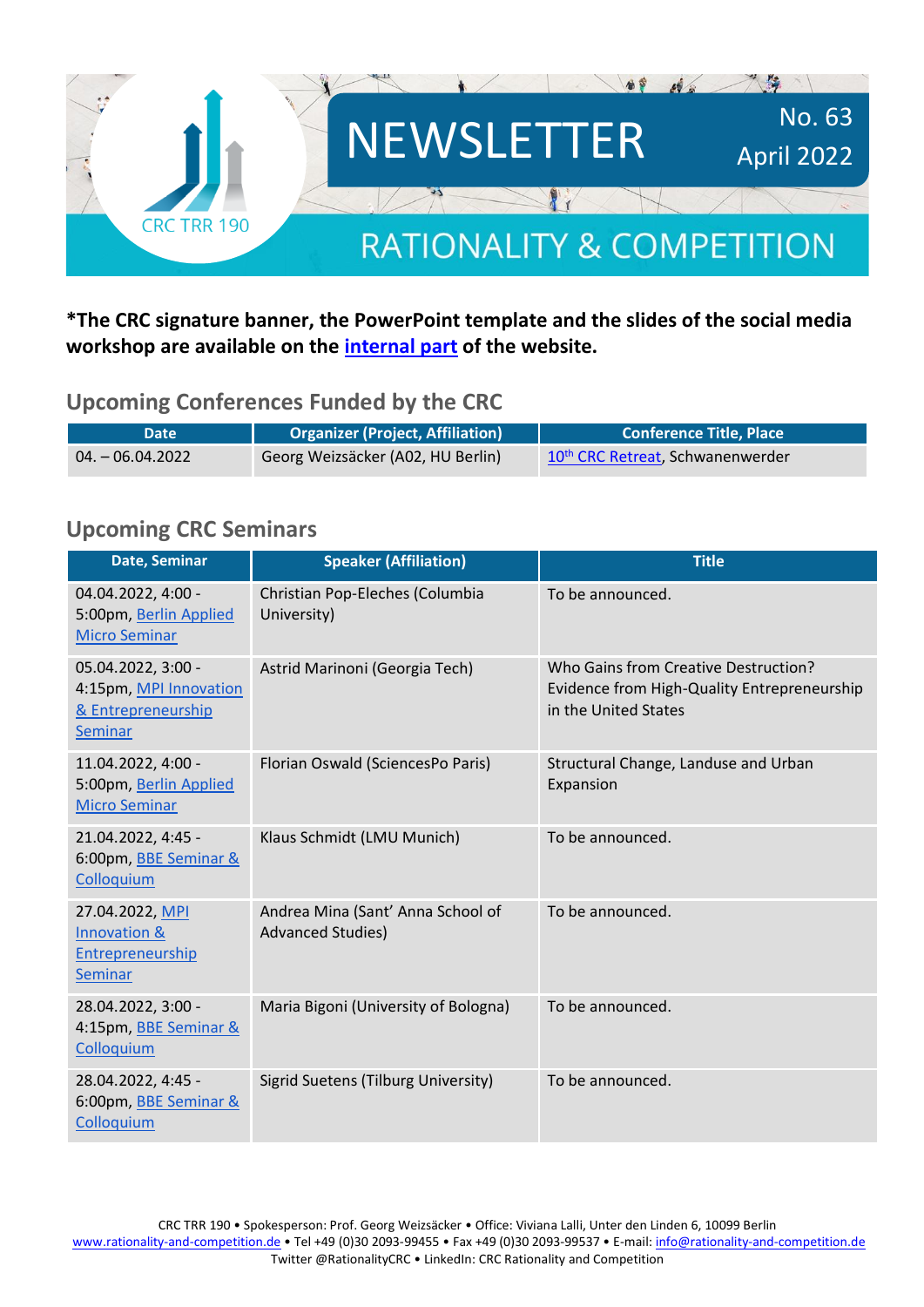CRC TRR 190

# NEWSLETTER

No. 63
April 2022

# RATIONALITY & COMPETITION

**\*The CRC signature banner, the PowerPoint template and the slides of the social media workshop are available on the internal part of the website.**

## Upcoming Conferences Funded by the CRC

| Date | Organizer (Project, Affiliation) | Conference Title, Place |
|---|---|---|
| 04. – 06.04.2022 | Georg Weizsäcker (A02, HU Berlin) | 10th CRC Retreat, Schwanenwerder |

## Upcoming CRC Seminars

| Date, Seminar | Speaker (Affiliation) | Title |
|---|---|---|
| 04.04.2022, 4:00 - 5:00pm, Berlin Applied Micro Seminar | Christian Pop-Eleches (Columbia University) | To be announced. |
| 05.04.2022, 3:00 - 4:15pm, MPI Innovation & Entrepreneurship Seminar | Astrid Marinoni (Georgia Tech) | Who Gains from Creative Destruction? Evidence from High-Quality Entrepreneurship in the United States |
| 11.04.2022, 4:00 - 5:00pm, Berlin Applied Micro Seminar | Florian Oswald (SciencesPo Paris) | Structural Change, Landuse and Urban Expansion |
| 21.04.2022, 4:45 - 6:00pm, BBE Seminar & Colloquium | Klaus Schmidt (LMU Munich) | To be announced. |
| 27.04.2022, MPI Innovation & Entrepreneurship Seminar | Andrea Mina (Sant' Anna School of Advanced Studies) | To be announced. |
| 28.04.2022, 3:00 - 4:15pm, BBE Seminar & Colloquium | Maria Bigoni (University of Bologna) | To be announced. |
| 28.04.2022, 4:45 - 6:00pm, BBE Seminar & Colloquium | Sigrid Suetens (Tilburg University) | To be announced. |

CRC TRR 190 • Spokesperson: Prof. Georg Weizsäcker • Office: Viviana Lalli, Unter den Linden 6, 10099 Berlin
www.rationality-and-competition.de • Tel +49 (0)30 2093-99455 • Fax +49 (0)30 2093-99537 • E-mail: info@rationality-and-competition.de
Twitter @RationalityCRC • LinkedIn: CRC Rationality and Competition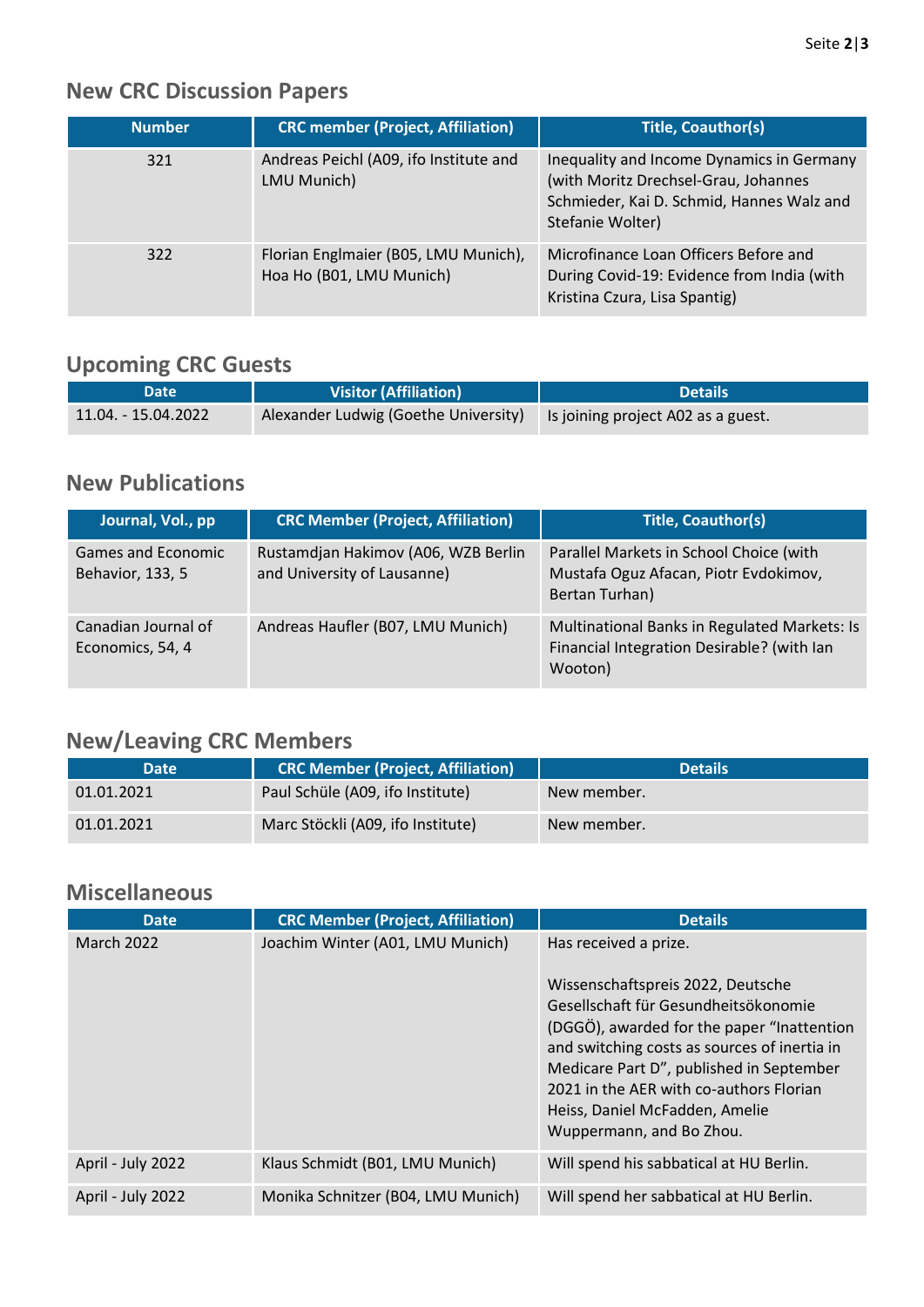## New CRC Discussion Papers

| Number | CRC member (Project, Affiliation) | Title, Coauthor(s) |
|---|---|---|
| 321 | Andreas Peichl (A09, ifo Institute and LMU Munich) | Inequality and Income Dynamics in Germany (with Moritz Drechsel-Grau, Johannes Schmieder, Kai D. Schmid, Hannes Walz and Stefanie Wolter) |
| 322 | Florian Englmaier (B05, LMU Munich), Hoa Ho (B01, LMU Munich) | Microfinance Loan Officers Before and During Covid-19: Evidence from India (with Kristina Czura, Lisa Spantig) |

## Upcoming CRC Guests

| Date | Visitor (Affiliation) | Details |
|---|---|---|
| 11.04. - 15.04.2022 | Alexander Ludwig (Goethe University) | Is joining project A02 as a guest. |

## New Publications

| Journal, Vol., pp | CRC Member (Project, Affiliation) | Title, Coauthor(s) |
|---|---|---|
| Games and Economic Behavior, 133, 5 | Rustamdjan Hakimov (A06, WZB Berlin and University of Lausanne) | Parallel Markets in School Choice (with Mustafa Oguz Afacan, Piotr Evdokimov, Bertan Turhan) |
| Canadian Journal of Economics, 54, 4 | Andreas Haufler (B07, LMU Munich) | Multinational Banks in Regulated Markets: Is Financial Integration Desirable? (with Ian Wooton) |

## New/Leaving CRC Members

| Date | CRC Member (Project, Affiliation) | Details |
|---|---|---|
| 01.01.2021 | Paul Schüle (A09, ifo Institute) | New member. |
| 01.01.2021 | Marc Stöckli (A09, ifo Institute) | New member. |

## Miscellaneous

| Date | CRC Member (Project, Affiliation) | Details |
|---|---|---|
| March 2022 | Joachim Winter (A01, LMU Munich) | Has received a prize.<br><br>Wissenschaftspreis 2022, Deutsche Gesellschaft für Gesundheitsökonomie (DGGÖ), awarded for the paper "Inattention and switching costs as sources of inertia in Medicare Part D", published in September 2021 in the AER with co-authors Florian Heiss, Daniel McFadden, Amelie Wuppermann, and Bo Zhou. |
| April - July 2022 | Klaus Schmidt (B01, LMU Munich) | Will spend his sabbatical at HU Berlin. |
| April - July 2022 | Monika Schnitzer (B04, LMU Munich) | Will spend her sabbatical at HU Berlin. |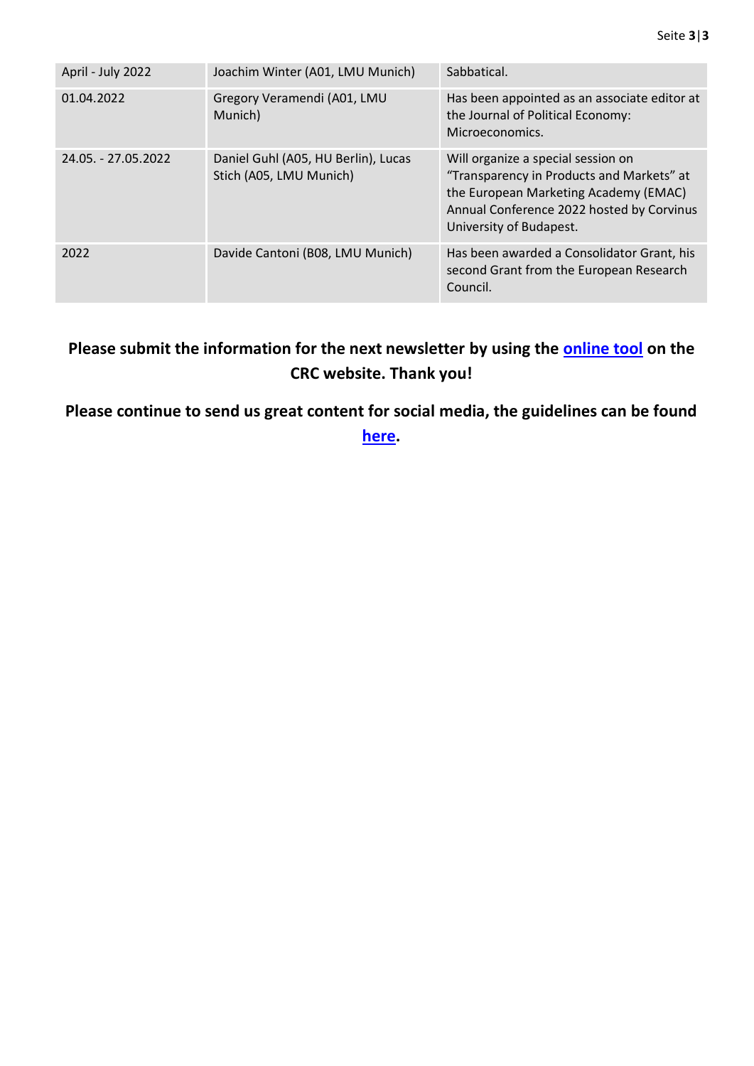| | | |
|---|---|---|
| April - July 2022 | Joachim Winter (A01, LMU Munich) | Sabbatical. |
| 01.04.2022 | Gregory Veramendi (A01, LMU Munich) | Has been appointed as an associate editor at the Journal of Political Economy: Microeconomics. |
| 24.05. - 27.05.2022 | Daniel Guhl (A05, HU Berlin), Lucas Stich (A05, LMU Munich) | Will organize a special session on "Transparency in Products and Markets" at the European Marketing Academy (EMAC) Annual Conference 2022 hosted by Corvinus University of Budapest. |
| 2022 | Davide Cantoni (B08, LMU Munich) | Has been awarded a Consolidator Grant, his second Grant from the European Research Council. |

**Please submit the information for the next newsletter by using the online tool on the CRC website. Thank you!**

**Please continue to send us great content for social media, the guidelines can be found here.**